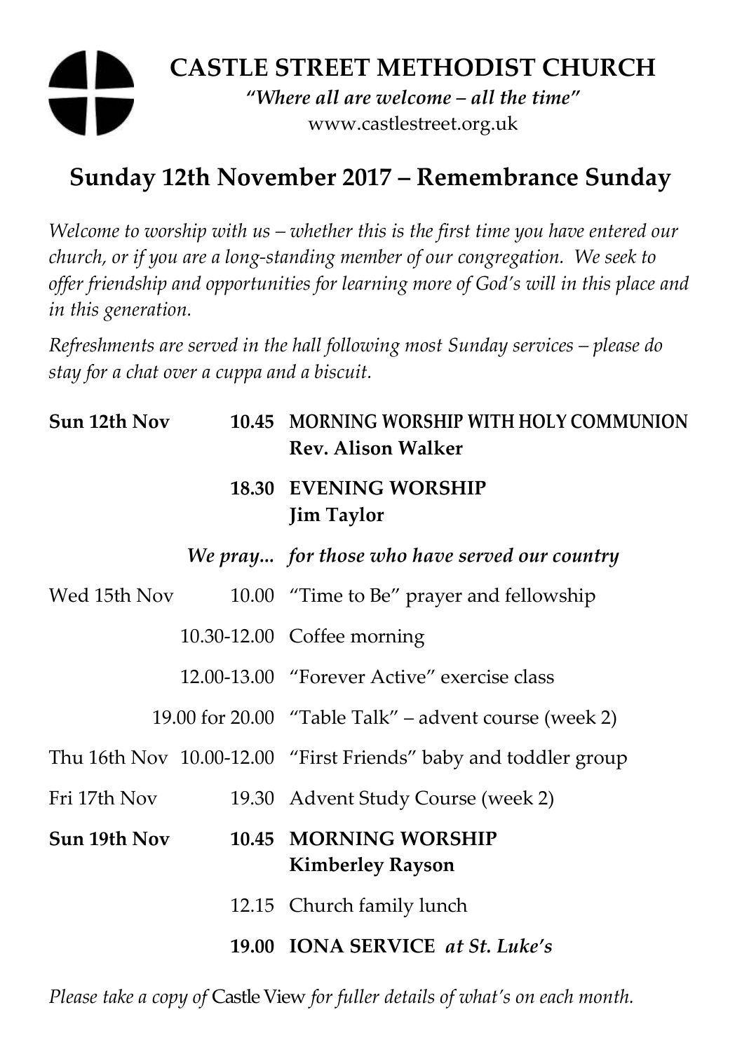# CASTLE STREET METHODIST CHURCH

*"Where all are welcome – all the time"*

www.castlestreet.org.uk

## Sunday 12th November 2017 – Remembrance Sunday

*Welcome to worship with us – whether this is the first time you have entered our church, or if you are a long-standing member of our congregation. We seek to offer friendship and opportunities for learning more of God's will in this place and in this generation.*

*Refreshments are served in the hall following most Sunday services – please do stay for a chat over a cuppa and a biscuit.*

| | | |
|---|---|---|
| **Sun 12th Nov** | **10.45** | **MORNING WORSHIP WITH HOLY COMMUNION** **Rev. Alison Walker** |
| | **18.30** | **EVENING WORSHIP** **Jim Taylor** |
| | ***We pray...*** | ***for those who have served our country*** |
| Wed 15th Nov | 10.00 | "Time to Be" prayer and fellowship |
| | 10.30-12.00 | Coffee morning |
| | 12.00-13.00 | "Forever Active" exercise class |
| | 19.00 for 20.00 | "Table Talk" – advent course (week 2) |
| Thu 16th Nov | 10.00-12.00 | "First Friends" baby and toddler group |
| Fri 17th Nov | 19.30 | Advent Study Course (week 2) |
| **Sun 19th Nov** | **10.45** | **MORNING WORSHIP** **Kimberley Rayson** |
| | 12.15 | Church family lunch |
| | **19.00** | **IONA SERVICE** ***at St. Luke's*** |

*Please take a copy of* Castle View *for fuller details of what's on each month.*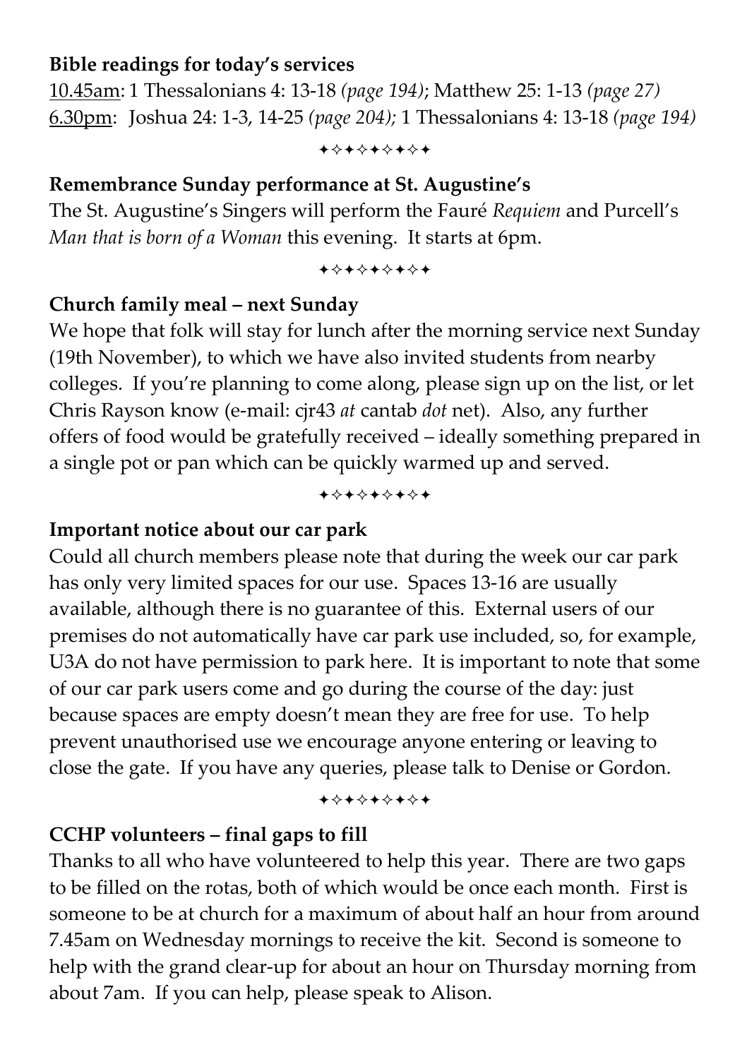**Bible readings for today's services**

<u>10.45am</u>: 1 Thessalonians 4: 13-18 *(page 194)*; Matthew 25: 1-13 *(page 27)*
<u>6.30pm</u>: Joshua 24: 1-3, 14-25 *(page 204);* 1 Thessalonians 4: 13-18 *(page 194)*

✦✧✦✧✦✧✦✧✦

**Remembrance Sunday performance at St. Augustine's**

The St. Augustine's Singers will perform the Fauré *Requiem* and Purcell's *Man that is born of a Woman* this evening. It starts at 6pm.

✦✧✦✧✦✧✦✧✦

**Church family meal – next Sunday**

We hope that folk will stay for lunch after the morning service next Sunday (19th November), to which we have also invited students from nearby colleges. If you're planning to come along, please sign up on the list, or let Chris Rayson know (e-mail: cjr43 *at* cantab *dot* net). Also, any further offers of food would be gratefully received – ideally something prepared in a single pot or pan which can be quickly warmed up and served.

✦✧✦✧✦✧✦✧✦

**Important notice about our car park**

Could all church members please note that during the week our car park has only very limited spaces for our use. Spaces 13-16 are usually available, although there is no guarantee of this. External users of our premises do not automatically have car park use included, so, for example, U3A do not have permission to park here. It is important to note that some of our car park users come and go during the course of the day: just because spaces are empty doesn't mean they are free for use. To help prevent unauthorised use we encourage anyone entering or leaving to close the gate. If you have any queries, please talk to Denise or Gordon.

✦✧✦✧✦✧✦✧✦

**CCHP volunteers – final gaps to fill**

Thanks to all who have volunteered to help this year. There are two gaps to be filled on the rotas, both of which would be once each month. First is someone to be at church for a maximum of about half an hour from around 7.45am on Wednesday mornings to receive the kit. Second is someone to help with the grand clear-up for about an hour on Thursday morning from about 7am. If you can help, please speak to Alison.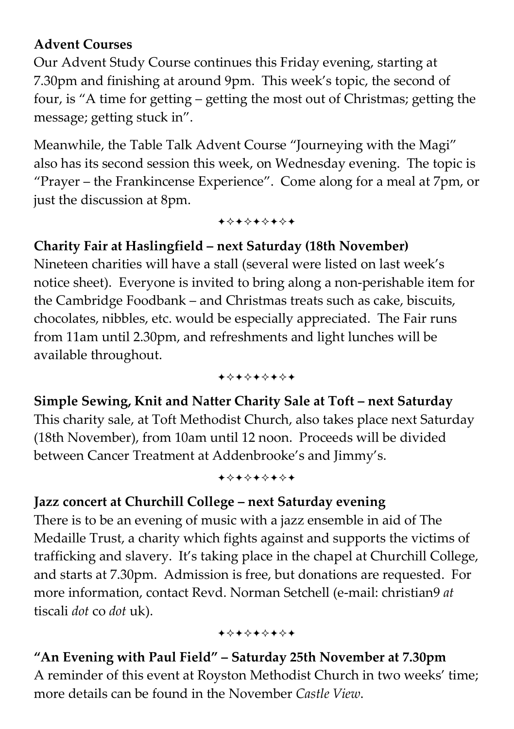**Advent Courses**

Our Advent Study Course continues this Friday evening, starting at 7.30pm and finishing at around 9pm. This week's topic, the second of four, is "A time for getting – getting the most out of Christmas; getting the message; getting stuck in".

Meanwhile, the Table Talk Advent Course "Journeying with the Magi" also has its second session this week, on Wednesday evening. The topic is "Prayer – the Frankincense Experience". Come along for a meal at 7pm, or just the discussion at 8pm.

✦✧✦✧✦✧✦✧✦

**Charity Fair at Haslingfield – next Saturday (18th November)**

Nineteen charities will have a stall (several were listed on last week's notice sheet). Everyone is invited to bring along a non-perishable item for the Cambridge Foodbank – and Christmas treats such as cake, biscuits, chocolates, nibbles, etc. would be especially appreciated. The Fair runs from 11am until 2.30pm, and refreshments and light lunches will be available throughout.

✦✧✦✧✦✧✦✧✦

**Simple Sewing, Knit and Natter Charity Sale at Toft – next Saturday**

This charity sale, at Toft Methodist Church, also takes place next Saturday (18th November), from 10am until 12 noon. Proceeds will be divided between Cancer Treatment at Addenbrooke's and Jimmy's.

✦✧✦✧✦✧✦✧✦

**Jazz concert at Churchill College – next Saturday evening**

There is to be an evening of music with a jazz ensemble in aid of The Medaille Trust, a charity which fights against and supports the victims of trafficking and slavery. It's taking place in the chapel at Churchill College, and starts at 7.30pm. Admission is free, but donations are requested. For more information, contact Revd. Norman Setchell (e-mail: christian9 *at* tiscali *dot* co *dot* uk).

✦✧✦✧✦✧✦✧✦

**"An Evening with Paul Field" – Saturday 25th November at 7.30pm**

A reminder of this event at Royston Methodist Church in two weeks' time; more details can be found in the November *Castle View*.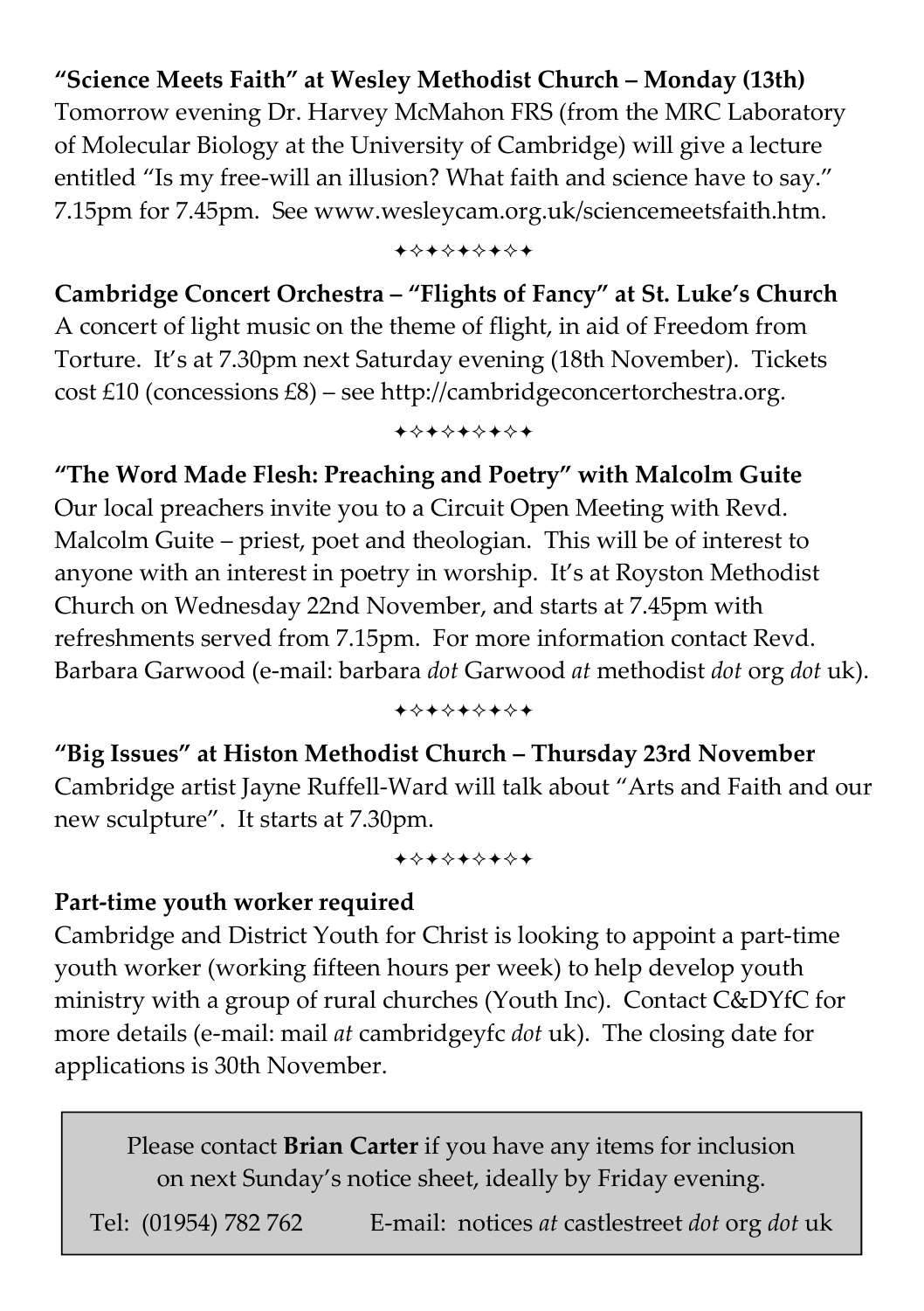**"Science Meets Faith" at Wesley Methodist Church – Monday (13th)**
Tomorrow evening Dr. Harvey McMahon FRS (from the MRC Laboratory of Molecular Biology at the University of Cambridge) will give a lecture entitled "Is my free-will an illusion? What faith and science have to say." 7.15pm for 7.45pm. See www.wesleycam.org.uk/sciencemeetsfaith.htm.

✦✧✦✧✦✧✦✧✦

**Cambridge Concert Orchestra – "Flights of Fancy" at St. Luke's Church**
A concert of light music on the theme of flight, in aid of Freedom from Torture. It's at 7.30pm next Saturday evening (18th November). Tickets cost £10 (concessions £8) – see http://cambridgeconcertorchestra.org.

✦✧✦✧✦✧✦✧✦

**"The Word Made Flesh: Preaching and Poetry" with Malcolm Guite**
Our local preachers invite you to a Circuit Open Meeting with Revd. Malcolm Guite – priest, poet and theologian. This will be of interest to anyone with an interest in poetry in worship. It's at Royston Methodist Church on Wednesday 22nd November, and starts at 7.45pm with refreshments served from 7.15pm. For more information contact Revd. Barbara Garwood (e-mail: barbara *dot* Garwood *at* methodist *dot* org *dot* uk).

✦✧✦✧✦✧✦✧✦

**"Big Issues" at Histon Methodist Church – Thursday 23rd November**
Cambridge artist Jayne Ruffell-Ward will talk about "Arts and Faith and our new sculpture". It starts at 7.30pm.

✦✧✦✧✦✧✦✧✦

**Part-time youth worker required**
Cambridge and District Youth for Christ is looking to appoint a part-time youth worker (working fifteen hours per week) to help develop youth ministry with a group of rural churches (Youth Inc). Contact C&DYfC for more details (e-mail: mail *at* cambridgeyfc *dot* uk). The closing date for applications is 30th November.

Please contact **Brian Carter** if you have any items for inclusion on next Sunday's notice sheet, ideally by Friday evening.

Tel: (01954) 782 762 E-mail: notices *at* castlestreet *dot* org *dot* uk